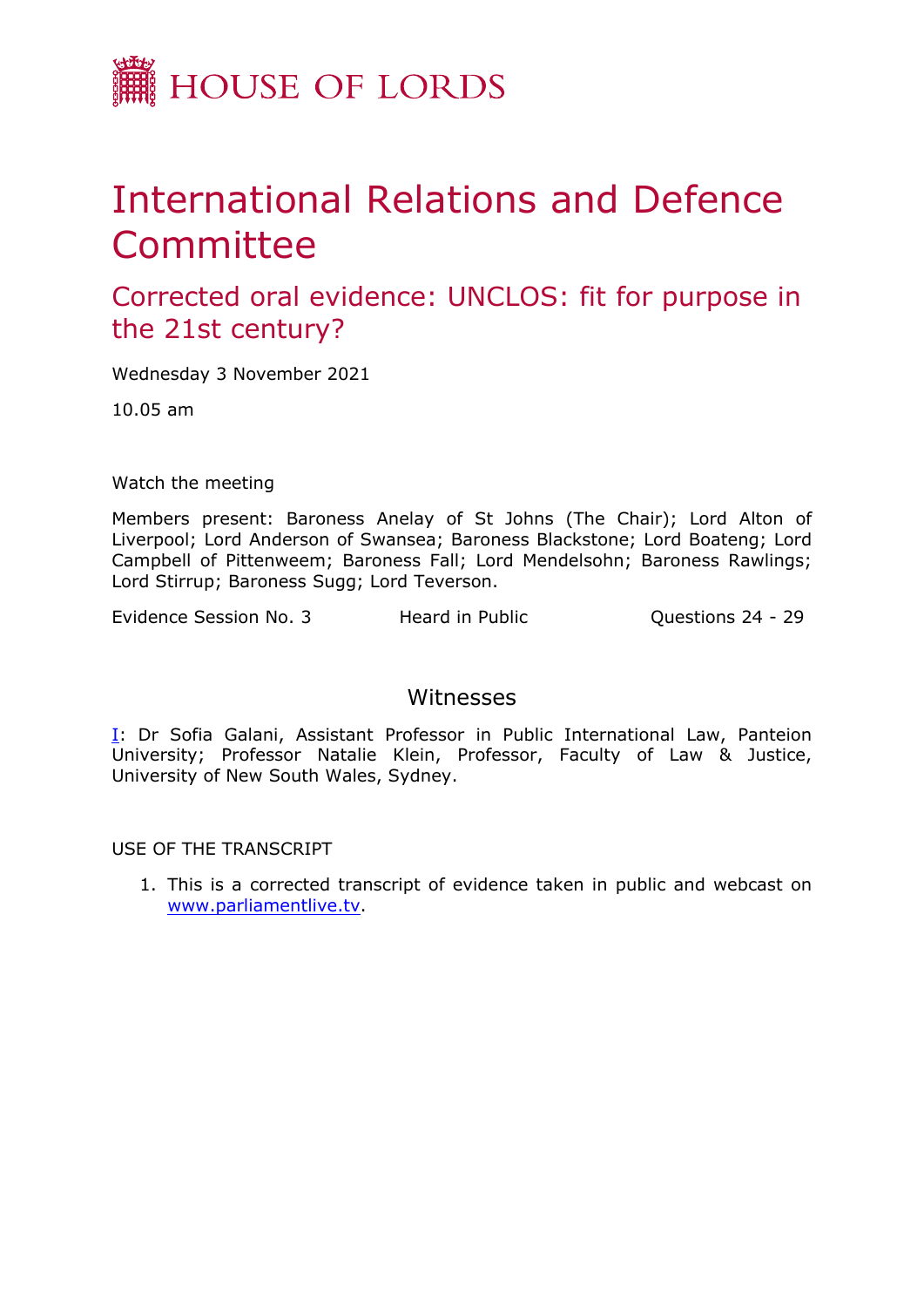# HOUSE OF LORDS

# International Relations and Defence Committee

## Corrected oral evidence: UNCLOS: fit for purpose in the 21st century?

Wednesday 3 November 2021

10.05 am

Watch the meeting

Members present: Baroness Anelay of St Johns (The Chair); Lord Alton of Liverpool; Lord Anderson of Swansea; Baroness Blackstone; Lord Boateng; Lord Campbell of Pittenweem; Baroness Fall; Lord Mendelsohn; Baroness Rawlings; Lord Stirrup; Baroness Sugg; Lord Teverson.

Evidence Session No. 3 | Heard in Public | Questions 24 - 29

## Witnesses

I: Dr Sofia Galani, Assistant Professor in Public International Law, Panteion University; Professor Natalie Klein, Professor, Faculty of Law & Justice, University of New South Wales, Sydney.

USE OF THE TRANSCRIPT

1. This is a corrected transcript of evidence taken in public and webcast on www.parliamentlive.tv.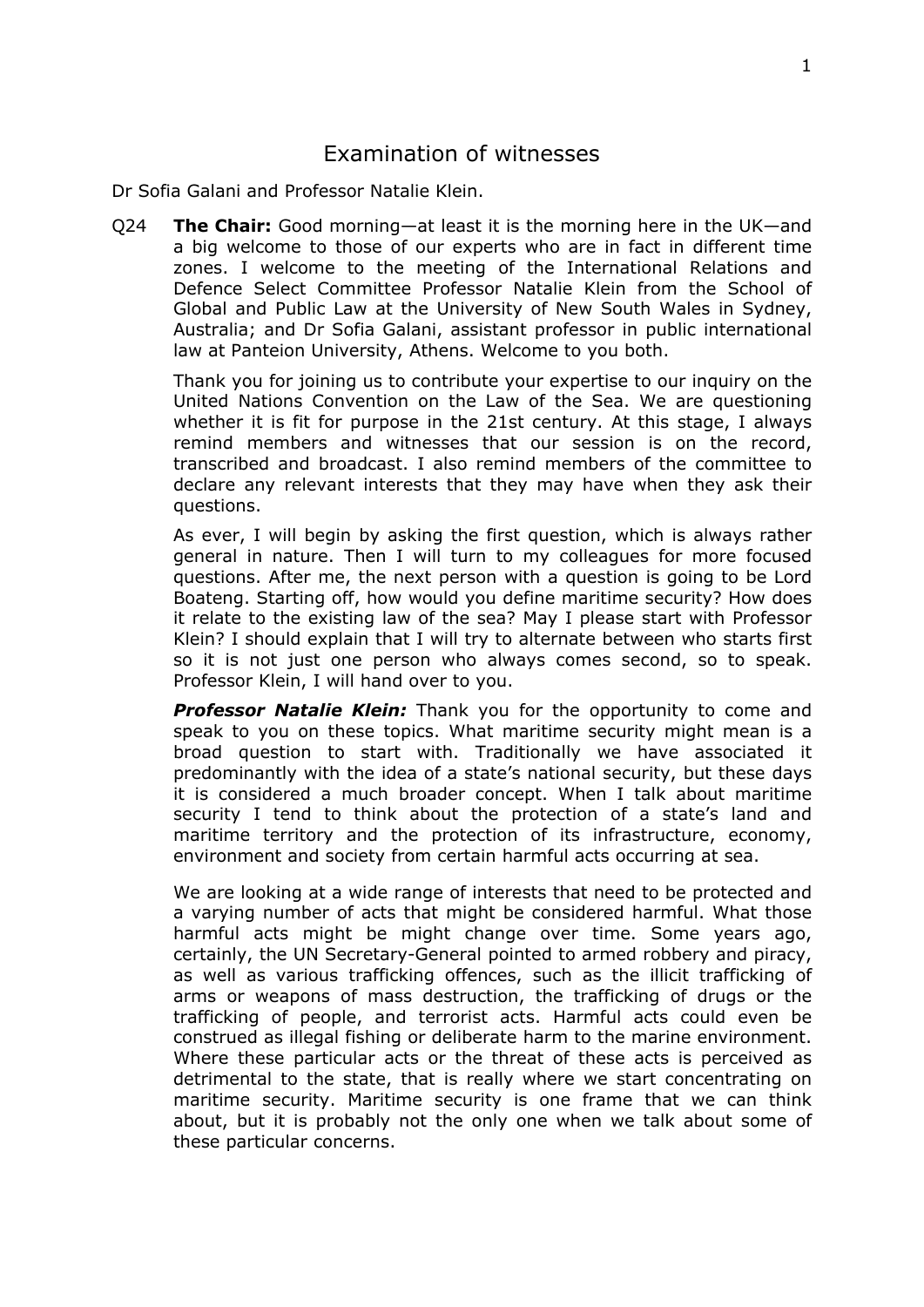# Examination of witnesses

Dr Sofia Galani and Professor Natalie Klein.

Q24 **The Chair:** Good morning—at least it is the morning here in the UK—and a big welcome to those of our experts who are in fact in different time zones. I welcome to the meeting of the International Relations and Defence Select Committee Professor Natalie Klein from the School of Global and Public Law at the University of New South Wales in Sydney, Australia; and Dr Sofia Galani, assistant professor in public international law at Panteion University, Athens. Welcome to you both.

Thank you for joining us to contribute your expertise to our inquiry on the United Nations Convention on the Law of the Sea. We are questioning whether it is fit for purpose in the 21st century. At this stage, I always remind members and witnesses that our session is on the record, transcribed and broadcast. I also remind members of the committee to declare any relevant interests that they may have when they ask their questions.

As ever, I will begin by asking the first question, which is always rather general in nature. Then I will turn to my colleagues for more focused questions. After me, the next person with a question is going to be Lord Boateng. Starting off, how would you define maritime security? How does it relate to the existing law of the sea? May I please start with Professor Klein? I should explain that I will try to alternate between who starts first so it is not just one person who always comes second, so to speak. Professor Klein, I will hand over to you.

***Professor Natalie Klein:*** Thank you for the opportunity to come and speak to you on these topics. What maritime security might mean is a broad question to start with. Traditionally we have associated it predominantly with the idea of a state's national security, but these days it is considered a much broader concept. When I talk about maritime security I tend to think about the protection of a state's land and maritime territory and the protection of its infrastructure, economy, environment and society from certain harmful acts occurring at sea.

We are looking at a wide range of interests that need to be protected and a varying number of acts that might be considered harmful. What those harmful acts might be might change over time. Some years ago, certainly, the UN Secretary-General pointed to armed robbery and piracy, as well as various trafficking offences, such as the illicit trafficking of arms or weapons of mass destruction, the trafficking of drugs or the trafficking of people, and terrorist acts. Harmful acts could even be construed as illegal fishing or deliberate harm to the marine environment. Where these particular acts or the threat of these acts is perceived as detrimental to the state, that is really where we start concentrating on maritime security. Maritime security is one frame that we can think about, but it is probably not the only one when we talk about some of these particular concerns.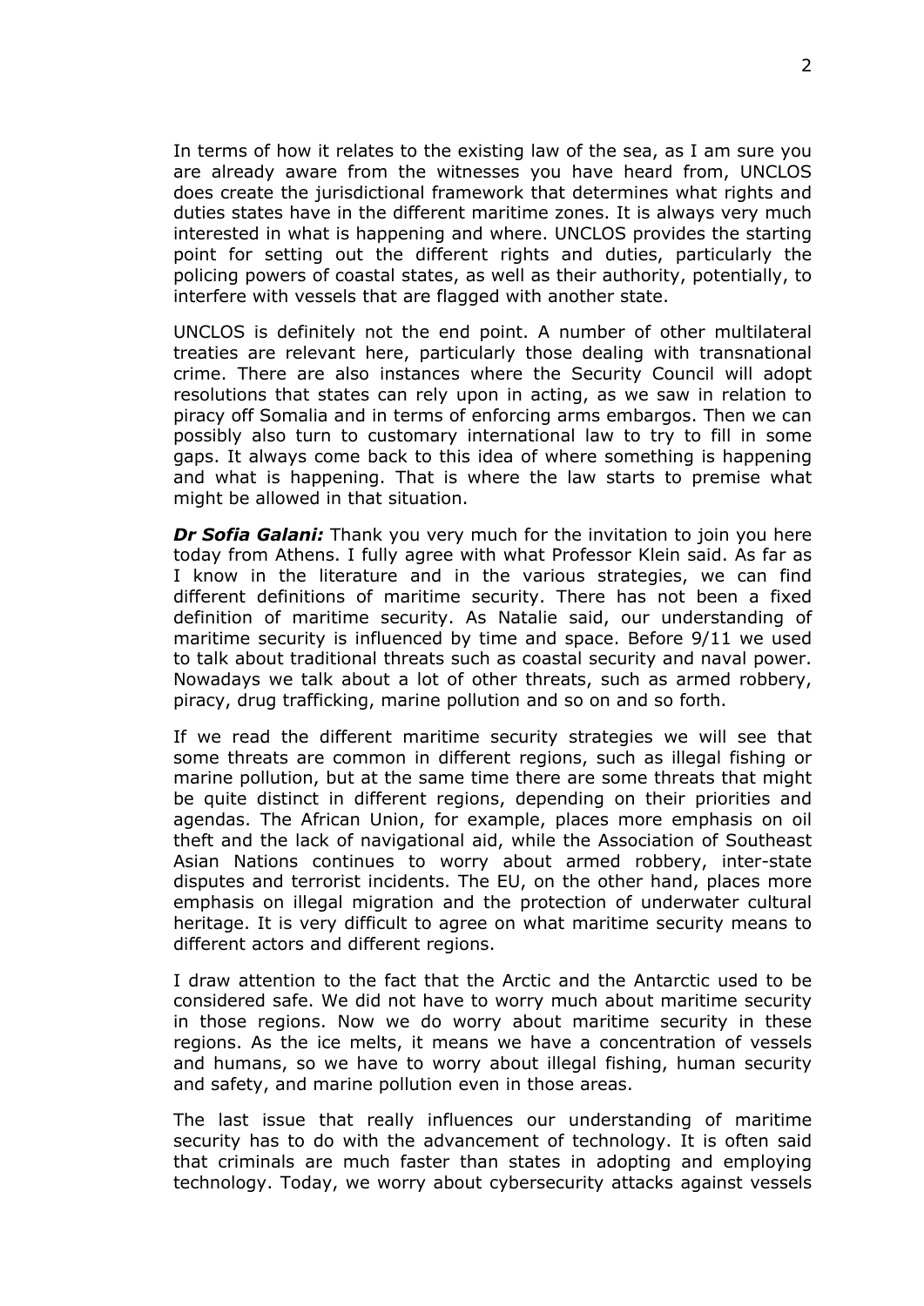In terms of how it relates to the existing law of the sea, as I am sure you are already aware from the witnesses you have heard from, UNCLOS does create the jurisdictional framework that determines what rights and duties states have in the different maritime zones. It is always very much interested in what is happening and where. UNCLOS provides the starting point for setting out the different rights and duties, particularly the policing powers of coastal states, as well as their authority, potentially, to interfere with vessels that are flagged with another state.

UNCLOS is definitely not the end point. A number of other multilateral treaties are relevant here, particularly those dealing with transnational crime. There are also instances where the Security Council will adopt resolutions that states can rely upon in acting, as we saw in relation to piracy off Somalia and in terms of enforcing arms embargos. Then we can possibly also turn to customary international law to try to fill in some gaps. It always come back to this idea of where something is happening and what is happening. That is where the law starts to premise what might be allowed in that situation.

***Dr Sofia Galani:*** Thank you very much for the invitation to join you here today from Athens. I fully agree with what Professor Klein said. As far as I know in the literature and in the various strategies, we can find different definitions of maritime security. There has not been a fixed definition of maritime security. As Natalie said, our understanding of maritime security is influenced by time and space. Before 9/11 we used to talk about traditional threats such as coastal security and naval power. Nowadays we talk about a lot of other threats, such as armed robbery, piracy, drug trafficking, marine pollution and so on and so forth.

If we read the different maritime security strategies we will see that some threats are common in different regions, such as illegal fishing or marine pollution, but at the same time there are some threats that might be quite distinct in different regions, depending on their priorities and agendas. The African Union, for example, places more emphasis on oil theft and the lack of navigational aid, while the Association of Southeast Asian Nations continues to worry about armed robbery, inter-state disputes and terrorist incidents. The EU, on the other hand, places more emphasis on illegal migration and the protection of underwater cultural heritage. It is very difficult to agree on what maritime security means to different actors and different regions.

I draw attention to the fact that the Arctic and the Antarctic used to be considered safe. We did not have to worry much about maritime security in those regions. Now we do worry about maritime security in these regions. As the ice melts, it means we have a concentration of vessels and humans, so we have to worry about illegal fishing, human security and safety, and marine pollution even in those areas.

The last issue that really influences our understanding of maritime security has to do with the advancement of technology. It is often said that criminals are much faster than states in adopting and employing technology. Today, we worry about cybersecurity attacks against vessels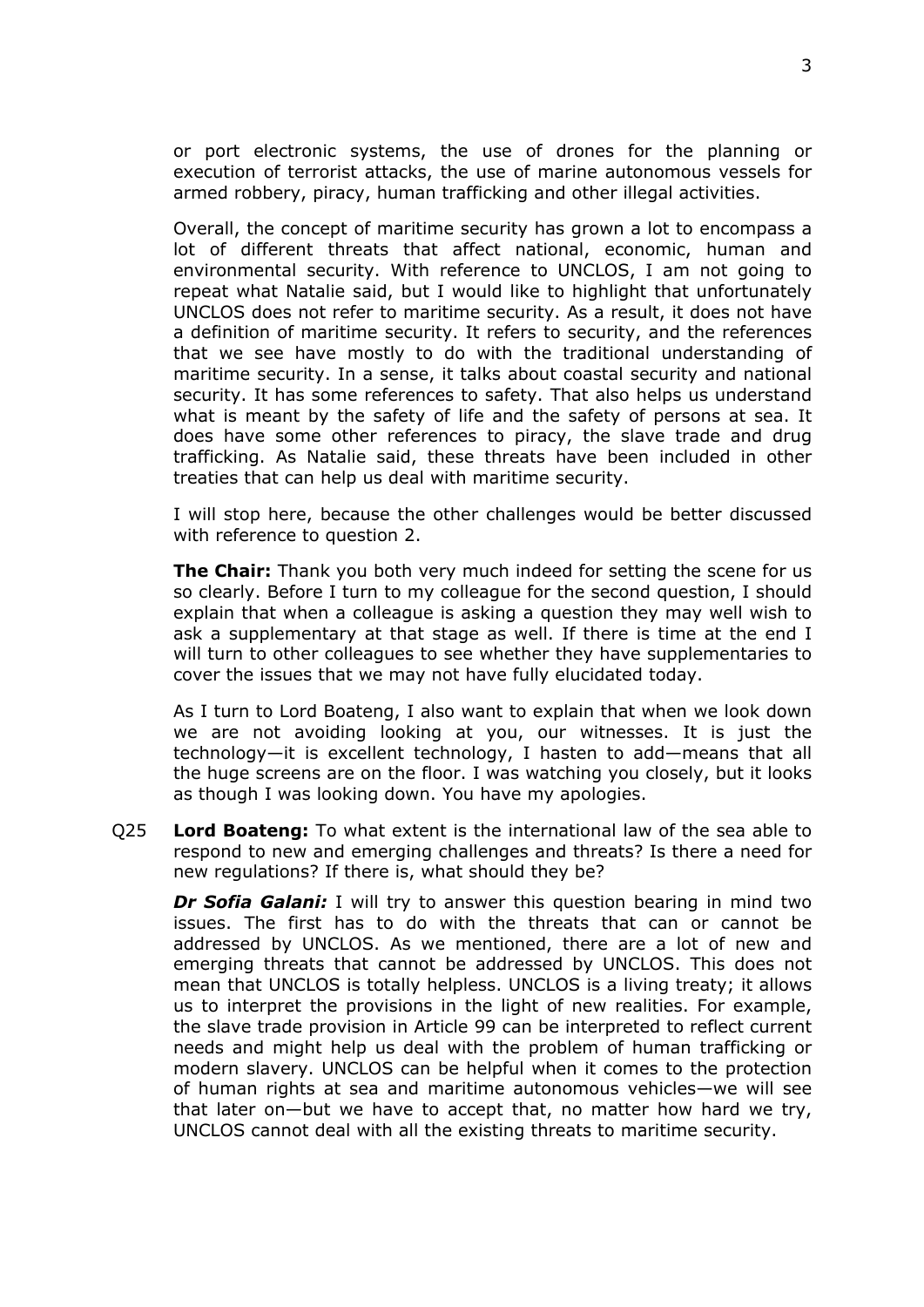or port electronic systems, the use of drones for the planning or execution of terrorist attacks, the use of marine autonomous vessels for armed robbery, piracy, human trafficking and other illegal activities.

Overall, the concept of maritime security has grown a lot to encompass a lot of different threats that affect national, economic, human and environmental security. With reference to UNCLOS, I am not going to repeat what Natalie said, but I would like to highlight that unfortunately UNCLOS does not refer to maritime security. As a result, it does not have a definition of maritime security. It refers to security, and the references that we see have mostly to do with the traditional understanding of maritime security. In a sense, it talks about coastal security and national security. It has some references to safety. That also helps us understand what is meant by the safety of life and the safety of persons at sea. It does have some other references to piracy, the slave trade and drug trafficking. As Natalie said, these threats have been included in other treaties that can help us deal with maritime security.

I will stop here, because the other challenges would be better discussed with reference to question 2.

**The Chair:** Thank you both very much indeed for setting the scene for us so clearly. Before I turn to my colleague for the second question, I should explain that when a colleague is asking a question they may well wish to ask a supplementary at that stage as well. If there is time at the end I will turn to other colleagues to see whether they have supplementaries to cover the issues that we may not have fully elucidated today.

As I turn to Lord Boateng, I also want to explain that when we look down we are not avoiding looking at you, our witnesses. It is just the technology—it is excellent technology, I hasten to add—means that all the huge screens are on the floor. I was watching you closely, but it looks as though I was looking down. You have my apologies.

Q25 **Lord Boateng:** To what extent is the international law of the sea able to respond to new and emerging challenges and threats? Is there a need for new regulations? If there is, what should they be?

***Dr Sofia Galani:*** I will try to answer this question bearing in mind two issues. The first has to do with the threats that can or cannot be addressed by UNCLOS. As we mentioned, there are a lot of new and emerging threats that cannot be addressed by UNCLOS. This does not mean that UNCLOS is totally helpless. UNCLOS is a living treaty; it allows us to interpret the provisions in the light of new realities. For example, the slave trade provision in Article 99 can be interpreted to reflect current needs and might help us deal with the problem of human trafficking or modern slavery. UNCLOS can be helpful when it comes to the protection of human rights at sea and maritime autonomous vehicles—we will see that later on—but we have to accept that, no matter how hard we try, UNCLOS cannot deal with all the existing threats to maritime security.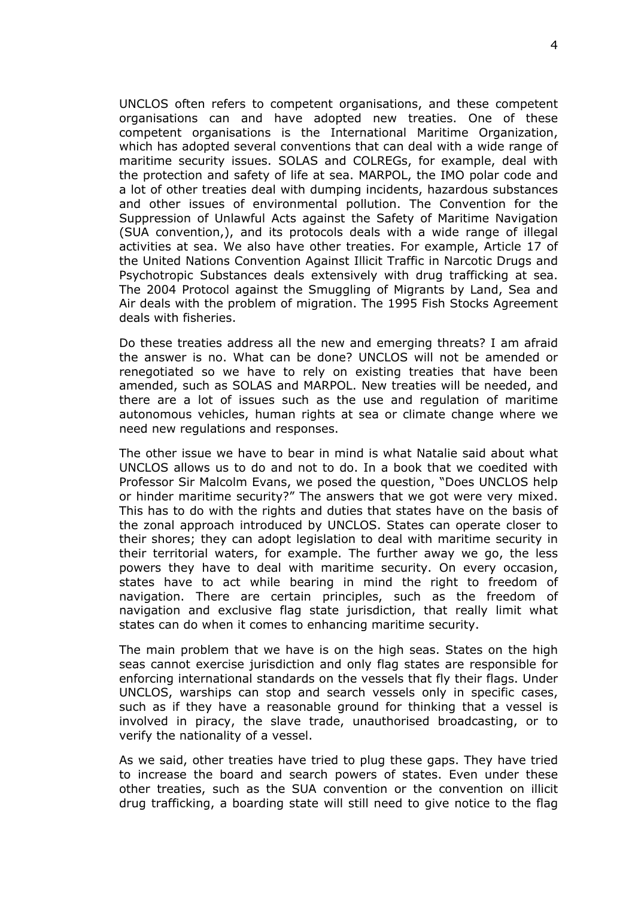UNCLOS often refers to competent organisations, and these competent organisations can and have adopted new treaties. One of these competent organisations is the International Maritime Organization, which has adopted several conventions that can deal with a wide range of maritime security issues. SOLAS and COLREGs, for example, deal with the protection and safety of life at sea. MARPOL, the IMO polar code and a lot of other treaties deal with dumping incidents, hazardous substances and other issues of environmental pollution. The Convention for the Suppression of Unlawful Acts against the Safety of Maritime Navigation (SUA convention,), and its protocols deals with a wide range of illegal activities at sea. We also have other treaties. For example, Article 17 of the United Nations Convention Against Illicit Traffic in Narcotic Drugs and Psychotropic Substances deals extensively with drug trafficking at sea. The 2004 Protocol against the Smuggling of Migrants by Land, Sea and Air deals with the problem of migration. The 1995 Fish Stocks Agreement deals with fisheries.

Do these treaties address all the new and emerging threats? I am afraid the answer is no. What can be done? UNCLOS will not be amended or renegotiated so we have to rely on existing treaties that have been amended, such as SOLAS and MARPOL. New treaties will be needed, and there are a lot of issues such as the use and regulation of maritime autonomous vehicles, human rights at sea or climate change where we need new regulations and responses.

The other issue we have to bear in mind is what Natalie said about what UNCLOS allows us to do and not to do. In a book that we coedited with Professor Sir Malcolm Evans, we posed the question, "Does UNCLOS help or hinder maritime security?" The answers that we got were very mixed. This has to do with the rights and duties that states have on the basis of the zonal approach introduced by UNCLOS. States can operate closer to their shores; they can adopt legislation to deal with maritime security in their territorial waters, for example. The further away we go, the less powers they have to deal with maritime security. On every occasion, states have to act while bearing in mind the right to freedom of navigation. There are certain principles, such as the freedom of navigation and exclusive flag state jurisdiction, that really limit what states can do when it comes to enhancing maritime security.

The main problem that we have is on the high seas. States on the high seas cannot exercise jurisdiction and only flag states are responsible for enforcing international standards on the vessels that fly their flags. Under UNCLOS, warships can stop and search vessels only in specific cases, such as if they have a reasonable ground for thinking that a vessel is involved in piracy, the slave trade, unauthorised broadcasting, or to verify the nationality of a vessel.

As we said, other treaties have tried to plug these gaps. They have tried to increase the board and search powers of states. Even under these other treaties, such as the SUA convention or the convention on illicit drug trafficking, a boarding state will still need to give notice to the flag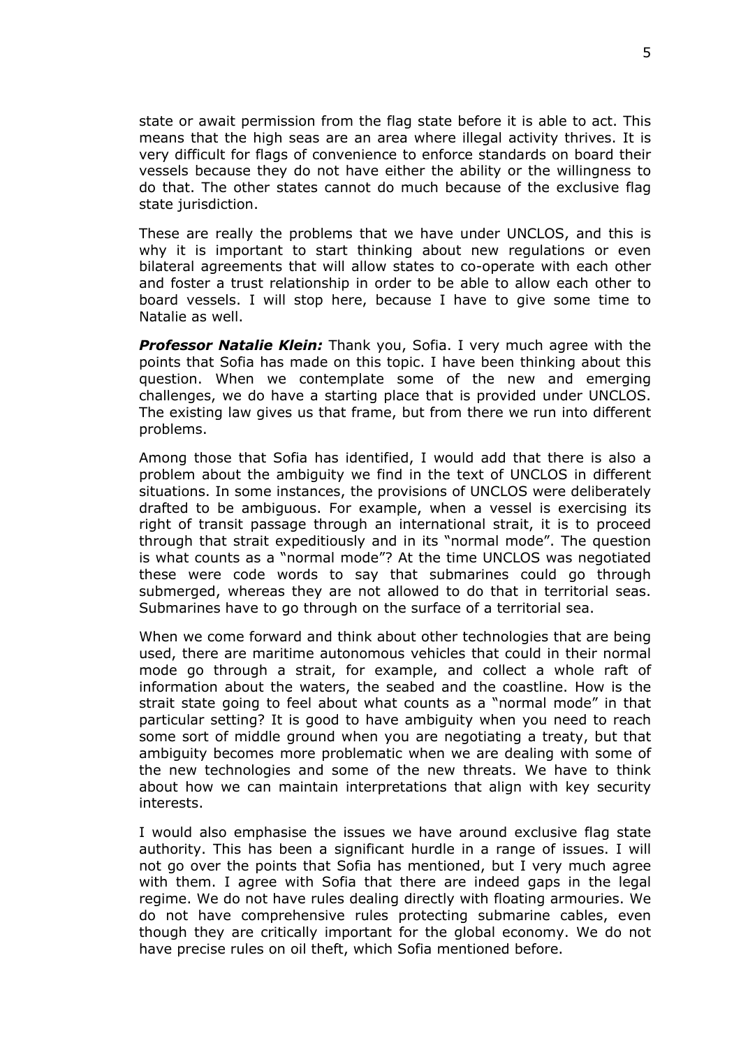state or await permission from the flag state before it is able to act. This means that the high seas are an area where illegal activity thrives. It is very difficult for flags of convenience to enforce standards on board their vessels because they do not have either the ability or the willingness to do that. The other states cannot do much because of the exclusive flag state jurisdiction.

These are really the problems that we have under UNCLOS, and this is why it is important to start thinking about new regulations or even bilateral agreements that will allow states to co-operate with each other and foster a trust relationship in order to be able to allow each other to board vessels. I will stop here, because I have to give some time to Natalie as well.

***Professor Natalie Klein:*** Thank you, Sofia. I very much agree with the points that Sofia has made on this topic. I have been thinking about this question. When we contemplate some of the new and emerging challenges, we do have a starting place that is provided under UNCLOS. The existing law gives us that frame, but from there we run into different problems.

Among those that Sofia has identified, I would add that there is also a problem about the ambiguity we find in the text of UNCLOS in different situations. In some instances, the provisions of UNCLOS were deliberately drafted to be ambiguous. For example, when a vessel is exercising its right of transit passage through an international strait, it is to proceed through that strait expeditiously and in its "normal mode". The question is what counts as a "normal mode"? At the time UNCLOS was negotiated these were code words to say that submarines could go through submerged, whereas they are not allowed to do that in territorial seas. Submarines have to go through on the surface of a territorial sea.

When we come forward and think about other technologies that are being used, there are maritime autonomous vehicles that could in their normal mode go through a strait, for example, and collect a whole raft of information about the waters, the seabed and the coastline. How is the strait state going to feel about what counts as a "normal mode" in that particular setting? It is good to have ambiguity when you need to reach some sort of middle ground when you are negotiating a treaty, but that ambiguity becomes more problematic when we are dealing with some of the new technologies and some of the new threats. We have to think about how we can maintain interpretations that align with key security interests.

I would also emphasise the issues we have around exclusive flag state authority. This has been a significant hurdle in a range of issues. I will not go over the points that Sofia has mentioned, but I very much agree with them. I agree with Sofia that there are indeed gaps in the legal regime. We do not have rules dealing directly with floating armouries. We do not have comprehensive rules protecting submarine cables, even though they are critically important for the global economy. We do not have precise rules on oil theft, which Sofia mentioned before.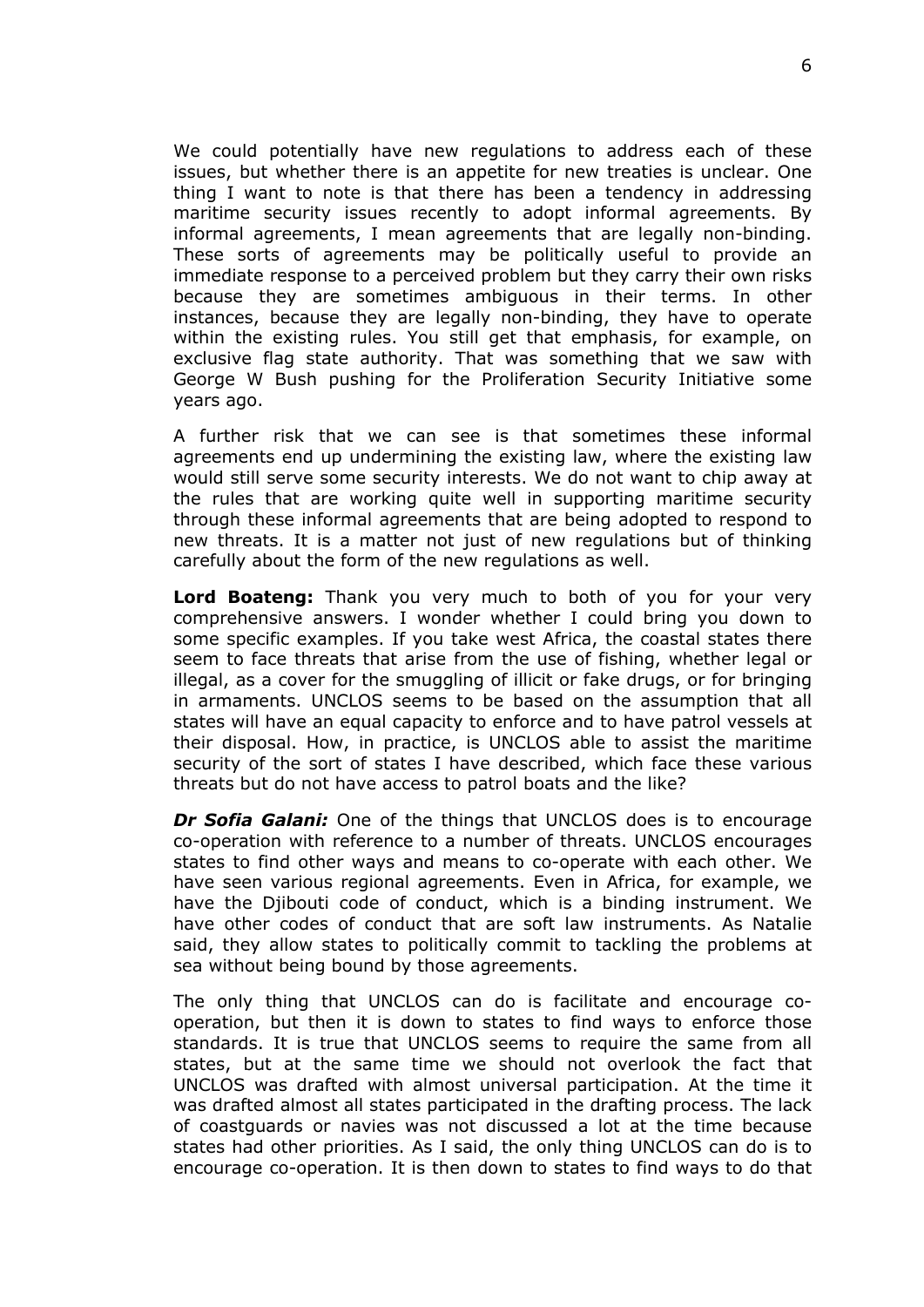We could potentially have new regulations to address each of these issues, but whether there is an appetite for new treaties is unclear. One thing I want to note is that there has been a tendency in addressing maritime security issues recently to adopt informal agreements. By informal agreements, I mean agreements that are legally non-binding. These sorts of agreements may be politically useful to provide an immediate response to a perceived problem but they carry their own risks because they are sometimes ambiguous in their terms. In other instances, because they are legally non-binding, they have to operate within the existing rules. You still get that emphasis, for example, on exclusive flag state authority. That was something that we saw with George W Bush pushing for the Proliferation Security Initiative some years ago.

A further risk that we can see is that sometimes these informal agreements end up undermining the existing law, where the existing law would still serve some security interests. We do not want to chip away at the rules that are working quite well in supporting maritime security through these informal agreements that are being adopted to respond to new threats. It is a matter not just of new regulations but of thinking carefully about the form of the new regulations as well.

**Lord Boateng:** Thank you very much to both of you for your very comprehensive answers. I wonder whether I could bring you down to some specific examples. If you take west Africa, the coastal states there seem to face threats that arise from the use of fishing, whether legal or illegal, as a cover for the smuggling of illicit or fake drugs, or for bringing in armaments. UNCLOS seems to be based on the assumption that all states will have an equal capacity to enforce and to have patrol vessels at their disposal. How, in practice, is UNCLOS able to assist the maritime security of the sort of states I have described, which face these various threats but do not have access to patrol boats and the like?

***Dr Sofia Galani:*** One of the things that UNCLOS does is to encourage co-operation with reference to a number of threats. UNCLOS encourages states to find other ways and means to co-operate with each other. We have seen various regional agreements. Even in Africa, for example, we have the Djibouti code of conduct, which is a binding instrument. We have other codes of conduct that are soft law instruments. As Natalie said, they allow states to politically commit to tackling the problems at sea without being bound by those agreements.

The only thing that UNCLOS can do is facilitate and encourage co-operation, but then it is down to states to find ways to enforce those standards. It is true that UNCLOS seems to require the same from all states, but at the same time we should not overlook the fact that UNCLOS was drafted with almost universal participation. At the time it was drafted almost all states participated in the drafting process. The lack of coastguards or navies was not discussed a lot at the time because states had other priorities. As I said, the only thing UNCLOS can do is to encourage co-operation. It is then down to states to find ways to do that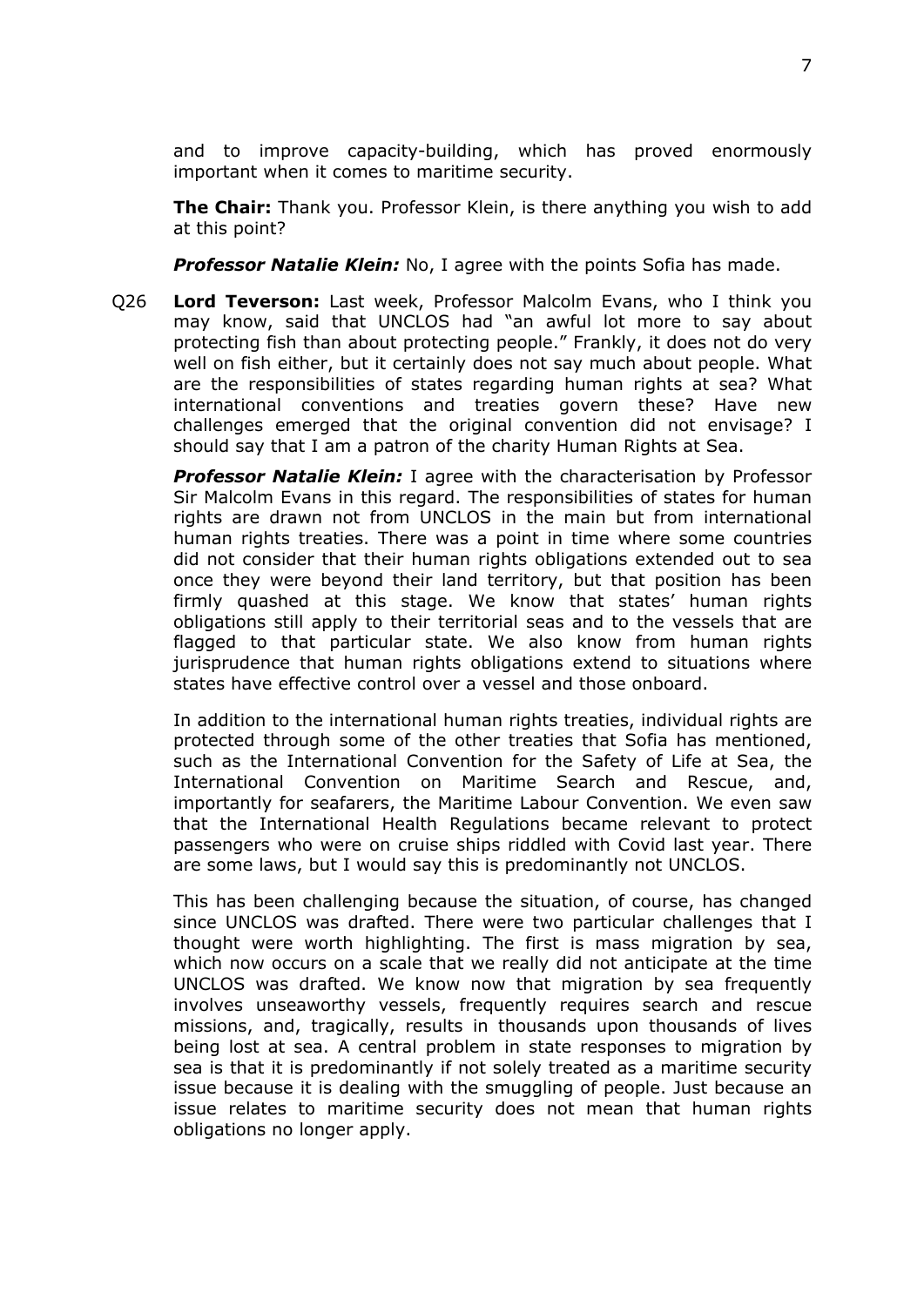and to improve capacity-building, which has proved enormously important when it comes to maritime security.

**The Chair:** Thank you. Professor Klein, is there anything you wish to add at this point?

***Professor Natalie Klein:*** No, I agree with the points Sofia has made.

Q26 **Lord Teverson:** Last week, Professor Malcolm Evans, who I think you may know, said that UNCLOS had "an awful lot more to say about protecting fish than about protecting people." Frankly, it does not do very well on fish either, but it certainly does not say much about people. What are the responsibilities of states regarding human rights at sea? What international conventions and treaties govern these? Have new challenges emerged that the original convention did not envisage? I should say that I am a patron of the charity Human Rights at Sea.

***Professor Natalie Klein:*** I agree with the characterisation by Professor Sir Malcolm Evans in this regard. The responsibilities of states for human rights are drawn not from UNCLOS in the main but from international human rights treaties. There was a point in time where some countries did not consider that their human rights obligations extended out to sea once they were beyond their land territory, but that position has been firmly quashed at this stage. We know that states' human rights obligations still apply to their territorial seas and to the vessels that are flagged to that particular state. We also know from human rights jurisprudence that human rights obligations extend to situations where states have effective control over a vessel and those onboard.

In addition to the international human rights treaties, individual rights are protected through some of the other treaties that Sofia has mentioned, such as the International Convention for the Safety of Life at Sea, the International Convention on Maritime Search and Rescue, and, importantly for seafarers, the Maritime Labour Convention. We even saw that the International Health Regulations became relevant to protect passengers who were on cruise ships riddled with Covid last year. There are some laws, but I would say this is predominantly not UNCLOS.

This has been challenging because the situation, of course, has changed since UNCLOS was drafted. There were two particular challenges that I thought were worth highlighting. The first is mass migration by sea, which now occurs on a scale that we really did not anticipate at the time UNCLOS was drafted. We know now that migration by sea frequently involves unseaworthy vessels, frequently requires search and rescue missions, and, tragically, results in thousands upon thousands of lives being lost at sea. A central problem in state responses to migration by sea is that it is predominantly if not solely treated as a maritime security issue because it is dealing with the smuggling of people. Just because an issue relates to maritime security does not mean that human rights obligations no longer apply.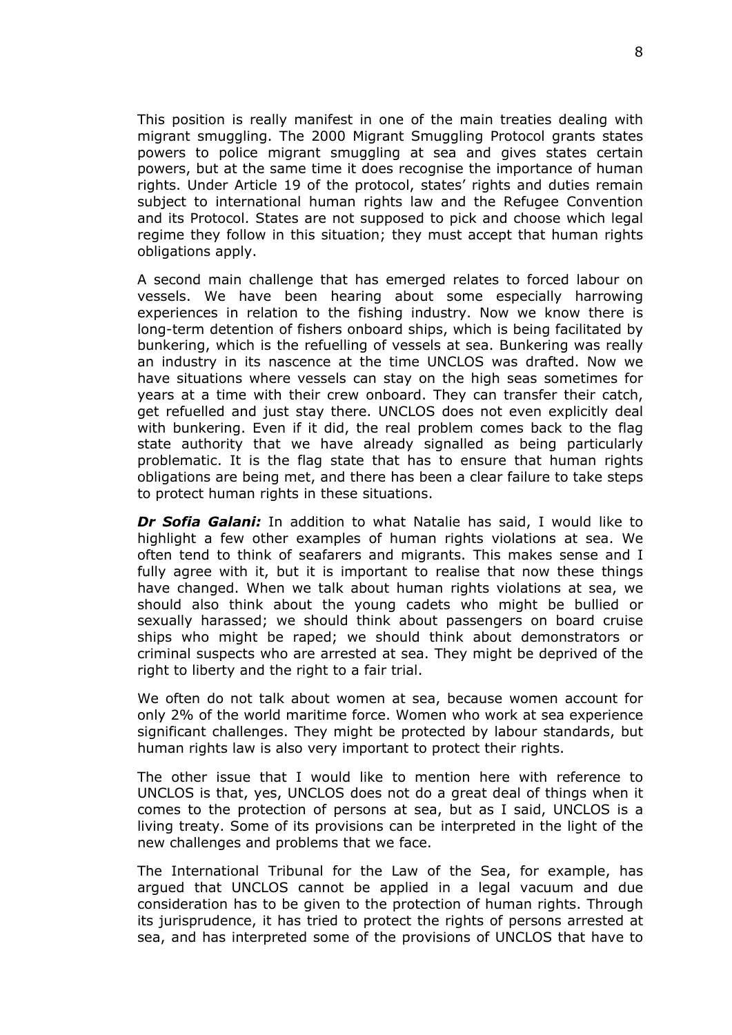This position is really manifest in one of the main treaties dealing with migrant smuggling. The 2000 Migrant Smuggling Protocol grants states powers to police migrant smuggling at sea and gives states certain powers, but at the same time it does recognise the importance of human rights. Under Article 19 of the protocol, states' rights and duties remain subject to international human rights law and the Refugee Convention and its Protocol. States are not supposed to pick and choose which legal regime they follow in this situation; they must accept that human rights obligations apply.

A second main challenge that has emerged relates to forced labour on vessels. We have been hearing about some especially harrowing experiences in relation to the fishing industry. Now we know there is long-term detention of fishers onboard ships, which is being facilitated by bunkering, which is the refuelling of vessels at sea. Bunkering was really an industry in its nascence at the time UNCLOS was drafted. Now we have situations where vessels can stay on the high seas sometimes for years at a time with their crew onboard. They can transfer their catch, get refuelled and just stay there. UNCLOS does not even explicitly deal with bunkering. Even if it did, the real problem comes back to the flag state authority that we have already signalled as being particularly problematic. It is the flag state that has to ensure that human rights obligations are being met, and there has been a clear failure to take steps to protect human rights in these situations.

***Dr Sofia Galani:*** In addition to what Natalie has said, I would like to highlight a few other examples of human rights violations at sea. We often tend to think of seafarers and migrants. This makes sense and I fully agree with it, but it is important to realise that now these things have changed. When we talk about human rights violations at sea, we should also think about the young cadets who might be bullied or sexually harassed; we should think about passengers on board cruise ships who might be raped; we should think about demonstrators or criminal suspects who are arrested at sea. They might be deprived of the right to liberty and the right to a fair trial.

We often do not talk about women at sea, because women account for only 2% of the world maritime force. Women who work at sea experience significant challenges. They might be protected by labour standards, but human rights law is also very important to protect their rights.

The other issue that I would like to mention here with reference to UNCLOS is that, yes, UNCLOS does not do a great deal of things when it comes to the protection of persons at sea, but as I said, UNCLOS is a living treaty. Some of its provisions can be interpreted in the light of the new challenges and problems that we face.

The International Tribunal for the Law of the Sea, for example, has argued that UNCLOS cannot be applied in a legal vacuum and due consideration has to be given to the protection of human rights. Through its jurisprudence, it has tried to protect the rights of persons arrested at sea, and has interpreted some of the provisions of UNCLOS that have to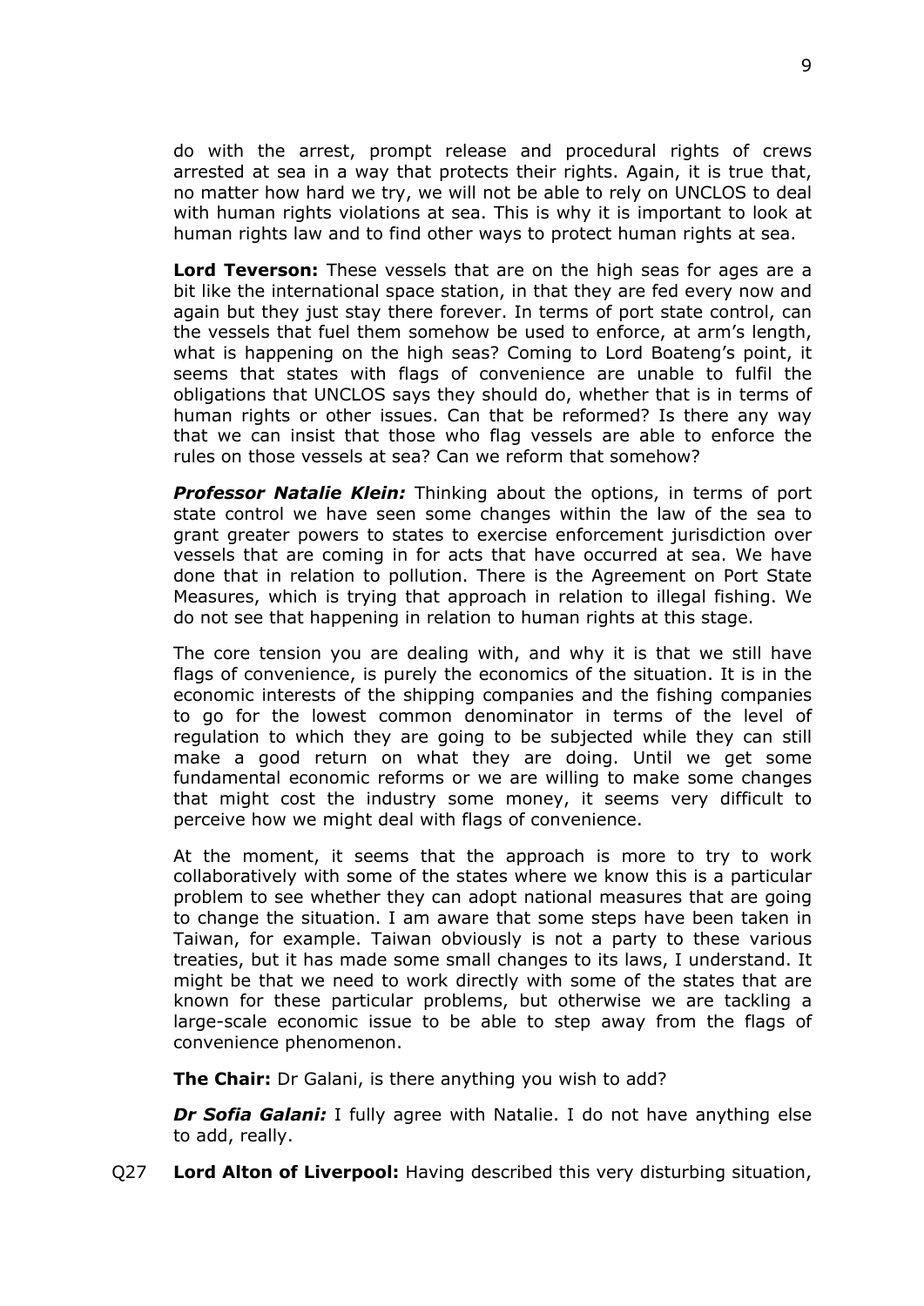do with the arrest, prompt release and procedural rights of crews arrested at sea in a way that protects their rights. Again, it is true that, no matter how hard we try, we will not be able to rely on UNCLOS to deal with human rights violations at sea. This is why it is important to look at human rights law and to find other ways to protect human rights at sea.

**Lord Teverson:** These vessels that are on the high seas for ages are a bit like the international space station, in that they are fed every now and again but they just stay there forever. In terms of port state control, can the vessels that fuel them somehow be used to enforce, at arm's length, what is happening on the high seas? Coming to Lord Boateng's point, it seems that states with flags of convenience are unable to fulfil the obligations that UNCLOS says they should do, whether that is in terms of human rights or other issues. Can that be reformed? Is there any way that we can insist that those who flag vessels are able to enforce the rules on those vessels at sea? Can we reform that somehow?

***Professor Natalie Klein:*** Thinking about the options, in terms of port state control we have seen some changes within the law of the sea to grant greater powers to states to exercise enforcement jurisdiction over vessels that are coming in for acts that have occurred at sea. We have done that in relation to pollution. There is the Agreement on Port State Measures, which is trying that approach in relation to illegal fishing. We do not see that happening in relation to human rights at this stage.

The core tension you are dealing with, and why it is that we still have flags of convenience, is purely the economics of the situation. It is in the economic interests of the shipping companies and the fishing companies to go for the lowest common denominator in terms of the level of regulation to which they are going to be subjected while they can still make a good return on what they are doing. Until we get some fundamental economic reforms or we are willing to make some changes that might cost the industry some money, it seems very difficult to perceive how we might deal with flags of convenience.

At the moment, it seems that the approach is more to try to work collaboratively with some of the states where we know this is a particular problem to see whether they can adopt national measures that are going to change the situation. I am aware that some steps have been taken in Taiwan, for example. Taiwan obviously is not a party to these various treaties, but it has made some small changes to its laws, I understand. It might be that we need to work directly with some of the states that are known for these particular problems, but otherwise we are tackling a large-scale economic issue to be able to step away from the flags of convenience phenomenon.

**The Chair:** Dr Galani, is there anything you wish to add?

***Dr Sofia Galani:*** I fully agree with Natalie. I do not have anything else to add, really.

Q27 **Lord Alton of Liverpool:** Having described this very disturbing situation,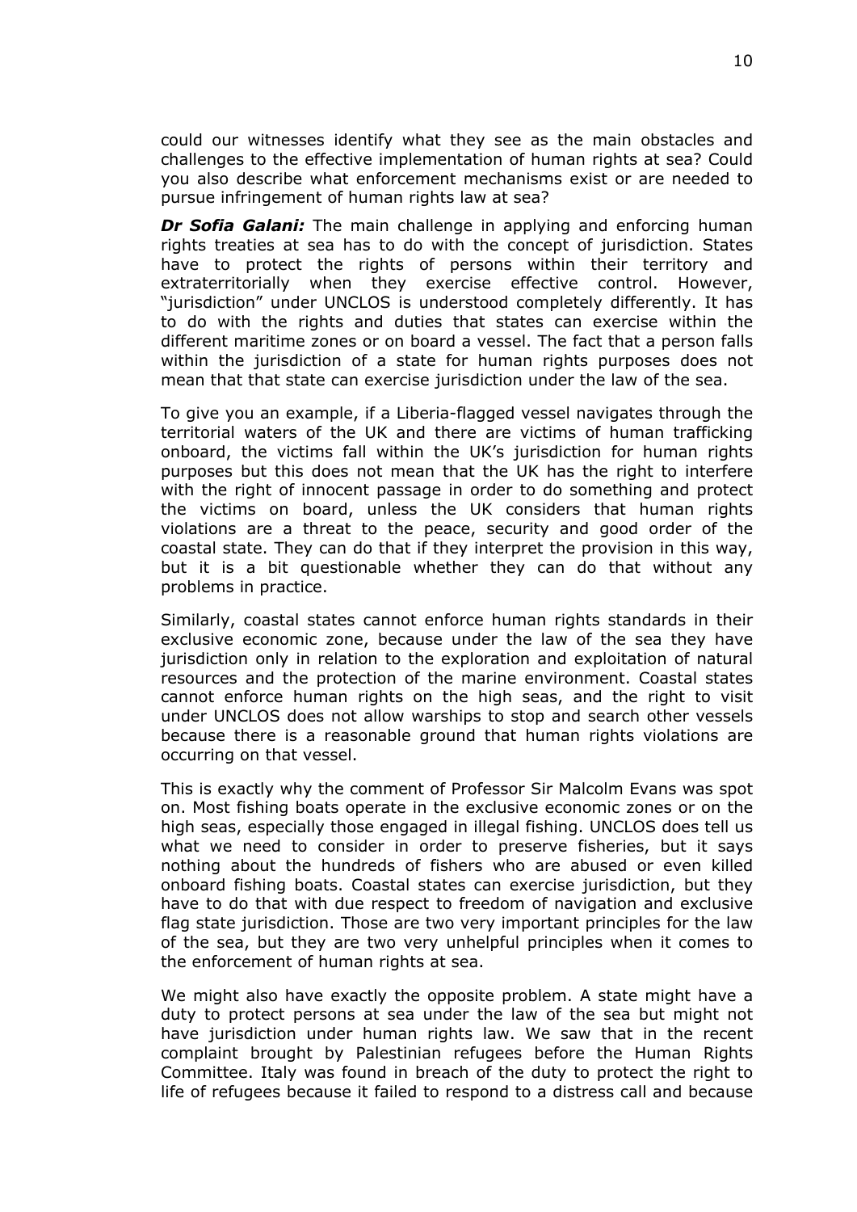could our witnesses identify what they see as the main obstacles and challenges to the effective implementation of human rights at sea? Could you also describe what enforcement mechanisms exist or are needed to pursue infringement of human rights law at sea?

***Dr Sofia Galani:*** The main challenge in applying and enforcing human rights treaties at sea has to do with the concept of jurisdiction. States have to protect the rights of persons within their territory and extraterritorially when they exercise effective control. However, "jurisdiction" under UNCLOS is understood completely differently. It has to do with the rights and duties that states can exercise within the different maritime zones or on board a vessel. The fact that a person falls within the jurisdiction of a state for human rights purposes does not mean that that state can exercise jurisdiction under the law of the sea.

To give you an example, if a Liberia-flagged vessel navigates through the territorial waters of the UK and there are victims of human trafficking onboard, the victims fall within the UK's jurisdiction for human rights purposes but this does not mean that the UK has the right to interfere with the right of innocent passage in order to do something and protect the victims on board, unless the UK considers that human rights violations are a threat to the peace, security and good order of the coastal state. They can do that if they interpret the provision in this way, but it is a bit questionable whether they can do that without any problems in practice.

Similarly, coastal states cannot enforce human rights standards in their exclusive economic zone, because under the law of the sea they have jurisdiction only in relation to the exploration and exploitation of natural resources and the protection of the marine environment. Coastal states cannot enforce human rights on the high seas, and the right to visit under UNCLOS does not allow warships to stop and search other vessels because there is a reasonable ground that human rights violations are occurring on that vessel.

This is exactly why the comment of Professor Sir Malcolm Evans was spot on. Most fishing boats operate in the exclusive economic zones or on the high seas, especially those engaged in illegal fishing. UNCLOS does tell us what we need to consider in order to preserve fisheries, but it says nothing about the hundreds of fishers who are abused or even killed onboard fishing boats. Coastal states can exercise jurisdiction, but they have to do that with due respect to freedom of navigation and exclusive flag state jurisdiction. Those are two very important principles for the law of the sea, but they are two very unhelpful principles when it comes to the enforcement of human rights at sea.

We might also have exactly the opposite problem. A state might have a duty to protect persons at sea under the law of the sea but might not have jurisdiction under human rights law. We saw that in the recent complaint brought by Palestinian refugees before the Human Rights Committee. Italy was found in breach of the duty to protect the right to life of refugees because it failed to respond to a distress call and because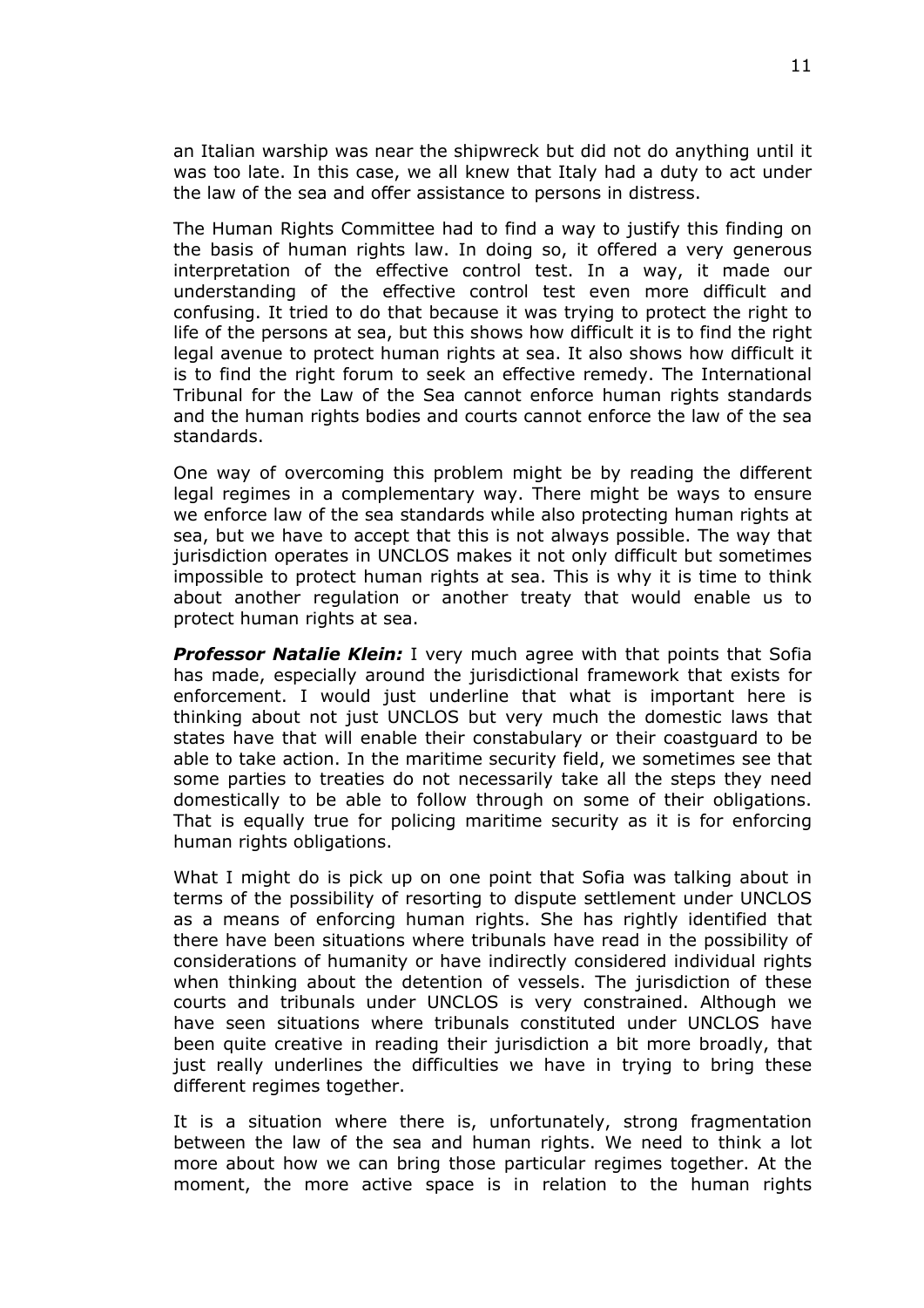an Italian warship was near the shipwreck but did not do anything until it was too late. In this case, we all knew that Italy had a duty to act under the law of the sea and offer assistance to persons in distress.

The Human Rights Committee had to find a way to justify this finding on the basis of human rights law. In doing so, it offered a very generous interpretation of the effective control test. In a way, it made our understanding of the effective control test even more difficult and confusing. It tried to do that because it was trying to protect the right to life of the persons at sea, but this shows how difficult it is to find the right legal avenue to protect human rights at sea. It also shows how difficult it is to find the right forum to seek an effective remedy. The International Tribunal for the Law of the Sea cannot enforce human rights standards and the human rights bodies and courts cannot enforce the law of the sea standards.

One way of overcoming this problem might be by reading the different legal regimes in a complementary way. There might be ways to ensure we enforce law of the sea standards while also protecting human rights at sea, but we have to accept that this is not always possible. The way that jurisdiction operates in UNCLOS makes it not only difficult but sometimes impossible to protect human rights at sea. This is why it is time to think about another regulation or another treaty that would enable us to protect human rights at sea.

***Professor Natalie Klein:*** I very much agree with that points that Sofia has made, especially around the jurisdictional framework that exists for enforcement. I would just underline that what is important here is thinking about not just UNCLOS but very much the domestic laws that states have that will enable their constabulary or their coastguard to be able to take action. In the maritime security field, we sometimes see that some parties to treaties do not necessarily take all the steps they need domestically to be able to follow through on some of their obligations. That is equally true for policing maritime security as it is for enforcing human rights obligations.

What I might do is pick up on one point that Sofia was talking about in terms of the possibility of resorting to dispute settlement under UNCLOS as a means of enforcing human rights. She has rightly identified that there have been situations where tribunals have read in the possibility of considerations of humanity or have indirectly considered individual rights when thinking about the detention of vessels. The jurisdiction of these courts and tribunals under UNCLOS is very constrained. Although we have seen situations where tribunals constituted under UNCLOS have been quite creative in reading their jurisdiction a bit more broadly, that just really underlines the difficulties we have in trying to bring these different regimes together.

It is a situation where there is, unfortunately, strong fragmentation between the law of the sea and human rights. We need to think a lot more about how we can bring those particular regimes together. At the moment, the more active space is in relation to the human rights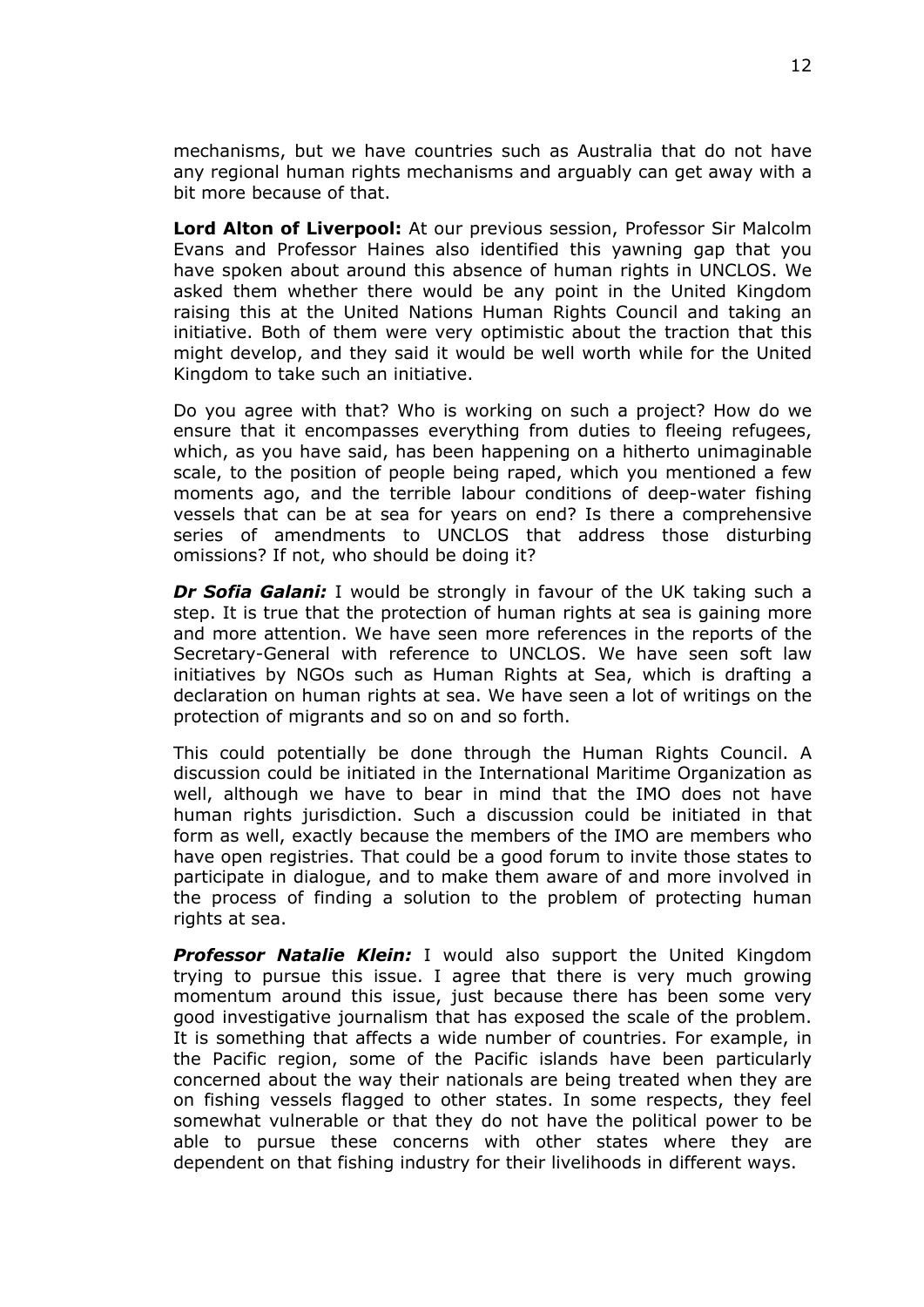mechanisms, but we have countries such as Australia that do not have any regional human rights mechanisms and arguably can get away with a bit more because of that.

**Lord Alton of Liverpool:** At our previous session, Professor Sir Malcolm Evans and Professor Haines also identified this yawning gap that you have spoken about around this absence of human rights in UNCLOS. We asked them whether there would be any point in the United Kingdom raising this at the United Nations Human Rights Council and taking an initiative. Both of them were very optimistic about the traction that this might develop, and they said it would be well worth while for the United Kingdom to take such an initiative.

Do you agree with that? Who is working on such a project? How do we ensure that it encompasses everything from duties to fleeing refugees, which, as you have said, has been happening on a hitherto unimaginable scale, to the position of people being raped, which you mentioned a few moments ago, and the terrible labour conditions of deep-water fishing vessels that can be at sea for years on end? Is there a comprehensive series of amendments to UNCLOS that address those disturbing omissions? If not, who should be doing it?

***Dr Sofia Galani:*** I would be strongly in favour of the UK taking such a step. It is true that the protection of human rights at sea is gaining more and more attention. We have seen more references in the reports of the Secretary-General with reference to UNCLOS. We have seen soft law initiatives by NGOs such as Human Rights at Sea, which is drafting a declaration on human rights at sea. We have seen a lot of writings on the protection of migrants and so on and so forth.

This could potentially be done through the Human Rights Council. A discussion could be initiated in the International Maritime Organization as well, although we have to bear in mind that the IMO does not have human rights jurisdiction. Such a discussion could be initiated in that form as well, exactly because the members of the IMO are members who have open registries. That could be a good forum to invite those states to participate in dialogue, and to make them aware of and more involved in the process of finding a solution to the problem of protecting human rights at sea.

***Professor Natalie Klein:*** I would also support the United Kingdom trying to pursue this issue. I agree that there is very much growing momentum around this issue, just because there has been some very good investigative journalism that has exposed the scale of the problem. It is something that affects a wide number of countries. For example, in the Pacific region, some of the Pacific islands have been particularly concerned about the way their nationals are being treated when they are on fishing vessels flagged to other states. In some respects, they feel somewhat vulnerable or that they do not have the political power to be able to pursue these concerns with other states where they are dependent on that fishing industry for their livelihoods in different ways.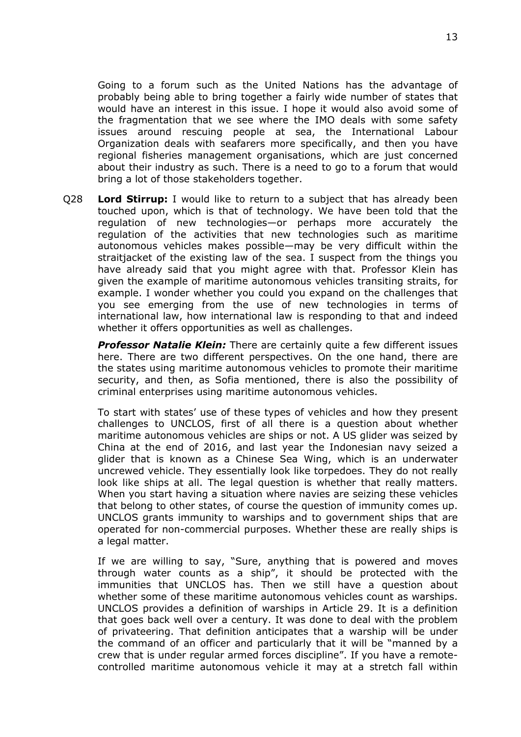Going to a forum such as the United Nations has the advantage of probably being able to bring together a fairly wide number of states that would have an interest in this issue. I hope it would also avoid some of the fragmentation that we see where the IMO deals with some safety issues around rescuing people at sea, the International Labour Organization deals with seafarers more specifically, and then you have regional fisheries management organisations, which are just concerned about their industry as such. There is a need to go to a forum that would bring a lot of those stakeholders together.

Q28 **Lord Stirrup:** I would like to return to a subject that has already been touched upon, which is that of technology. We have been told that the regulation of new technologies—or perhaps more accurately the regulation of the activities that new technologies such as maritime autonomous vehicles makes possible—may be very difficult within the straitjacket of the existing law of the sea. I suspect from the things you have already said that you might agree with that. Professor Klein has given the example of maritime autonomous vehicles transiting straits, for example. I wonder whether you could you expand on the challenges that you see emerging from the use of new technologies in terms of international law, how international law is responding to that and indeed whether it offers opportunities as well as challenges.

***Professor Natalie Klein:*** There are certainly quite a few different issues here. There are two different perspectives. On the one hand, there are the states using maritime autonomous vehicles to promote their maritime security, and then, as Sofia mentioned, there is also the possibility of criminal enterprises using maritime autonomous vehicles.

To start with states' use of these types of vehicles and how they present challenges to UNCLOS, first of all there is a question about whether maritime autonomous vehicles are ships or not. A US glider was seized by China at the end of 2016, and last year the Indonesian navy seized a glider that is known as a Chinese Sea Wing, which is an underwater uncrewed vehicle. They essentially look like torpedoes. They do not really look like ships at all. The legal question is whether that really matters. When you start having a situation where navies are seizing these vehicles that belong to other states, of course the question of immunity comes up. UNCLOS grants immunity to warships and to government ships that are operated for non-commercial purposes. Whether these are really ships is a legal matter.

If we are willing to say, "Sure, anything that is powered and moves through water counts as a ship", it should be protected with the immunities that UNCLOS has. Then we still have a question about whether some of these maritime autonomous vehicles count as warships. UNCLOS provides a definition of warships in Article 29. It is a definition that goes back well over a century. It was done to deal with the problem of privateering. That definition anticipates that a warship will be under the command of an officer and particularly that it will be "manned by a crew that is under regular armed forces discipline". If you have a remote-controlled maritime autonomous vehicle it may at a stretch fall within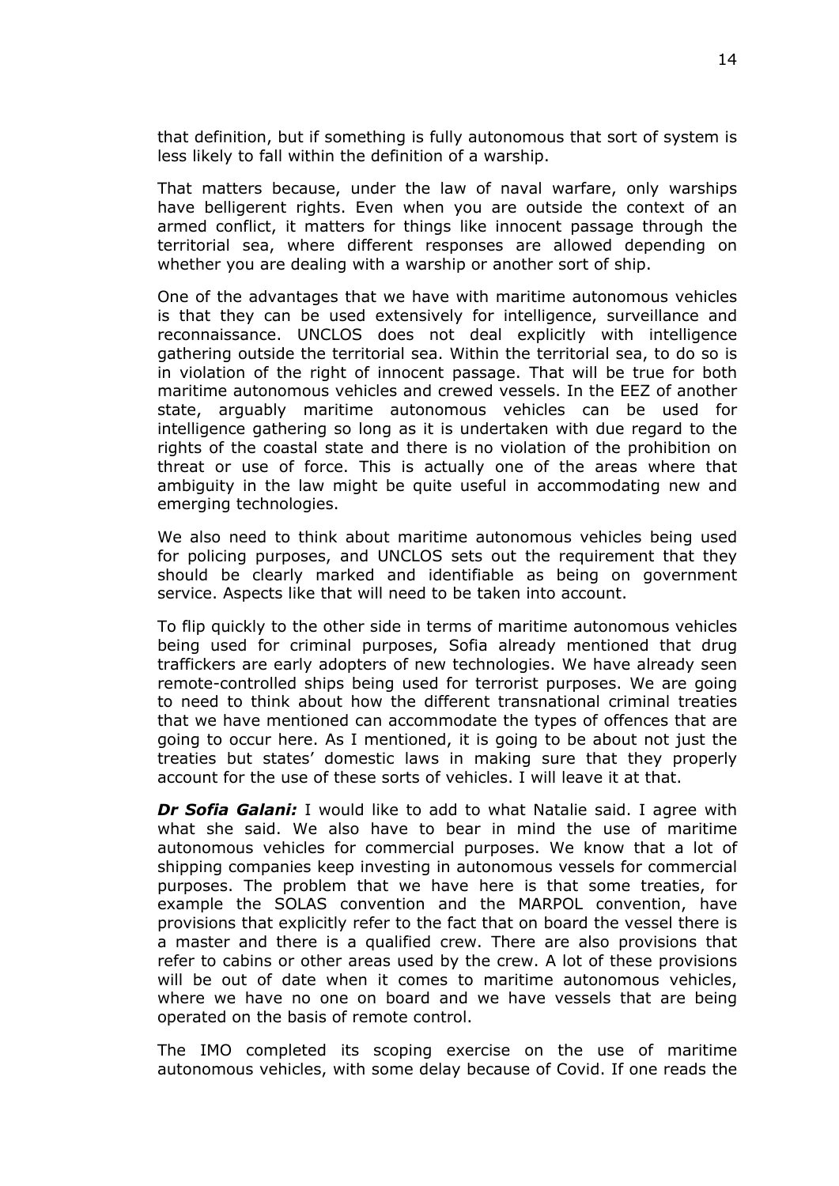that definition, but if something is fully autonomous that sort of system is less likely to fall within the definition of a warship.

That matters because, under the law of naval warfare, only warships have belligerent rights. Even when you are outside the context of an armed conflict, it matters for things like innocent passage through the territorial sea, where different responses are allowed depending on whether you are dealing with a warship or another sort of ship.

One of the advantages that we have with maritime autonomous vehicles is that they can be used extensively for intelligence, surveillance and reconnaissance. UNCLOS does not deal explicitly with intelligence gathering outside the territorial sea. Within the territorial sea, to do so is in violation of the right of innocent passage. That will be true for both maritime autonomous vehicles and crewed vessels. In the EEZ of another state, arguably maritime autonomous vehicles can be used for intelligence gathering so long as it is undertaken with due regard to the rights of the coastal state and there is no violation of the prohibition on threat or use of force. This is actually one of the areas where that ambiguity in the law might be quite useful in accommodating new and emerging technologies.

We also need to think about maritime autonomous vehicles being used for policing purposes, and UNCLOS sets out the requirement that they should be clearly marked and identifiable as being on government service. Aspects like that will need to be taken into account.

To flip quickly to the other side in terms of maritime autonomous vehicles being used for criminal purposes, Sofia already mentioned that drug traffickers are early adopters of new technologies. We have already seen remote-controlled ships being used for terrorist purposes. We are going to need to think about how the different transnational criminal treaties that we have mentioned can accommodate the types of offences that are going to occur here. As I mentioned, it is going to be about not just the treaties but states' domestic laws in making sure that they properly account for the use of these sorts of vehicles. I will leave it at that.

***Dr Sofia Galani:*** I would like to add to what Natalie said. I agree with what she said. We also have to bear in mind the use of maritime autonomous vehicles for commercial purposes. We know that a lot of shipping companies keep investing in autonomous vessels for commercial purposes. The problem that we have here is that some treaties, for example the SOLAS convention and the MARPOL convention, have provisions that explicitly refer to the fact that on board the vessel there is a master and there is a qualified crew. There are also provisions that refer to cabins or other areas used by the crew. A lot of these provisions will be out of date when it comes to maritime autonomous vehicles, where we have no one on board and we have vessels that are being operated on the basis of remote control.

The IMO completed its scoping exercise on the use of maritime autonomous vehicles, with some delay because of Covid. If one reads the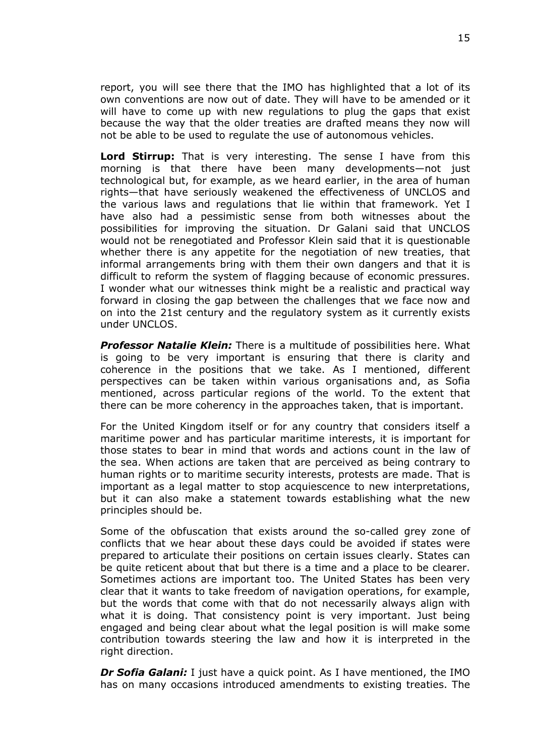report, you will see there that the IMO has highlighted that a lot of its own conventions are now out of date. They will have to be amended or it will have to come up with new regulations to plug the gaps that exist because the way that the older treaties are drafted means they now will not be able to be used to regulate the use of autonomous vehicles.

**Lord Stirrup:** That is very interesting. The sense I have from this morning is that there have been many developments—not just technological but, for example, as we heard earlier, in the area of human rights—that have seriously weakened the effectiveness of UNCLOS and the various laws and regulations that lie within that framework. Yet I have also had a pessimistic sense from both witnesses about the possibilities for improving the situation. Dr Galani said that UNCLOS would not be renegotiated and Professor Klein said that it is questionable whether there is any appetite for the negotiation of new treaties, that informal arrangements bring with them their own dangers and that it is difficult to reform the system of flagging because of economic pressures. I wonder what our witnesses think might be a realistic and practical way forward in closing the gap between the challenges that we face now and on into the 21st century and the regulatory system as it currently exists under UNCLOS.

***Professor Natalie Klein:*** There is a multitude of possibilities here. What is going to be very important is ensuring that there is clarity and coherence in the positions that we take. As I mentioned, different perspectives can be taken within various organisations and, as Sofia mentioned, across particular regions of the world. To the extent that there can be more coherency in the approaches taken, that is important.

For the United Kingdom itself or for any country that considers itself a maritime power and has particular maritime interests, it is important for those states to bear in mind that words and actions count in the law of the sea. When actions are taken that are perceived as being contrary to human rights or to maritime security interests, protests are made. That is important as a legal matter to stop acquiescence to new interpretations, but it can also make a statement towards establishing what the new principles should be.

Some of the obfuscation that exists around the so-called grey zone of conflicts that we hear about these days could be avoided if states were prepared to articulate their positions on certain issues clearly. States can be quite reticent about that but there is a time and a place to be clearer. Sometimes actions are important too. The United States has been very clear that it wants to take freedom of navigation operations, for example, but the words that come with that do not necessarily always align with what it is doing. That consistency point is very important. Just being engaged and being clear about what the legal position is will make some contribution towards steering the law and how it is interpreted in the right direction.

***Dr Sofia Galani:*** I just have a quick point. As I have mentioned, the IMO has on many occasions introduced amendments to existing treaties. The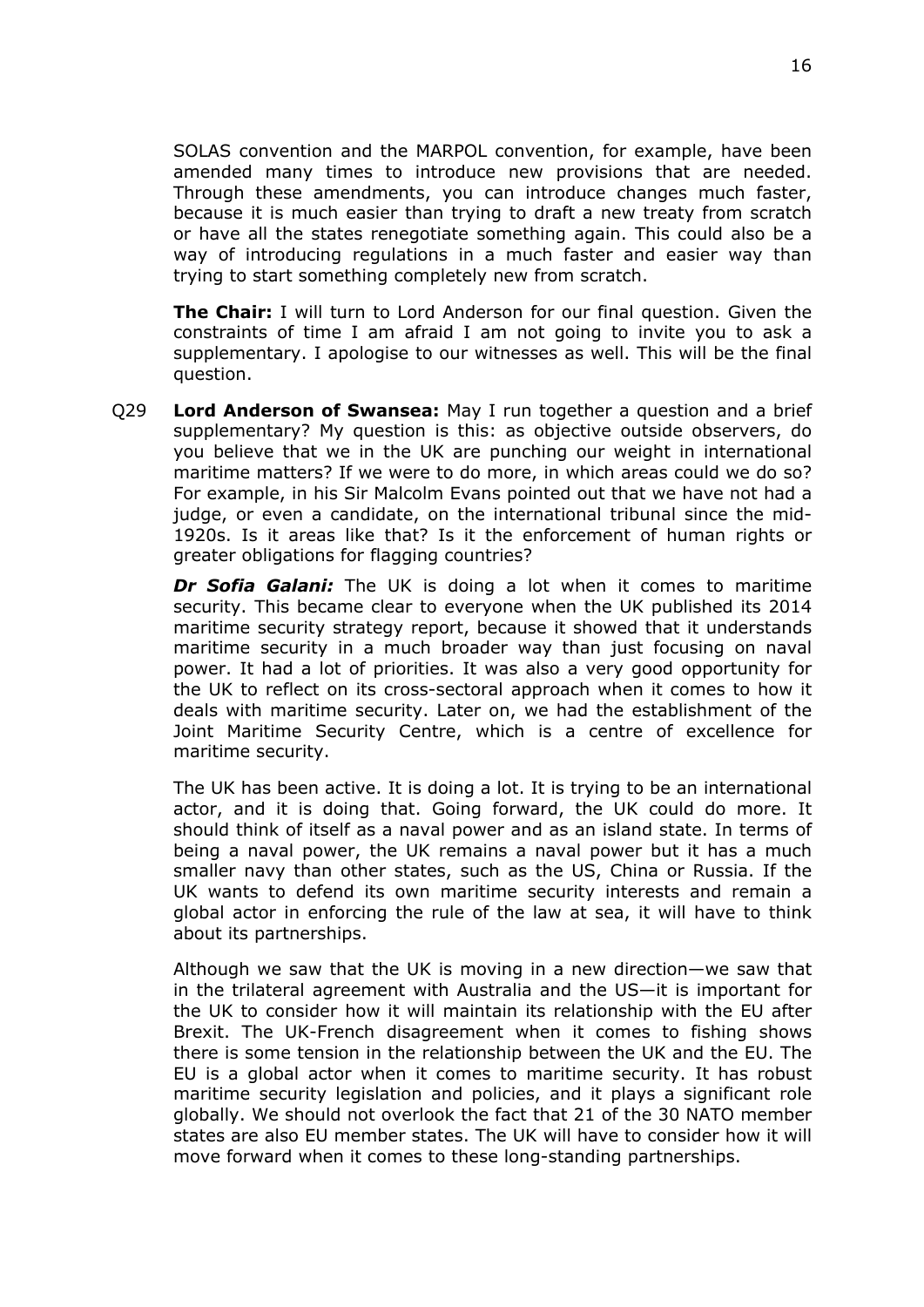SOLAS convention and the MARPOL convention, for example, have been amended many times to introduce new provisions that are needed. Through these amendments, you can introduce changes much faster, because it is much easier than trying to draft a new treaty from scratch or have all the states renegotiate something again. This could also be a way of introducing regulations in a much faster and easier way than trying to start something completely new from scratch.

**The Chair:** I will turn to Lord Anderson for our final question. Given the constraints of time I am afraid I am not going to invite you to ask a supplementary. I apologise to our witnesses as well. This will be the final question.

Q29 **Lord Anderson of Swansea:** May I run together a question and a brief supplementary? My question is this: as objective outside observers, do you believe that we in the UK are punching our weight in international maritime matters? If we were to do more, in which areas could we do so? For example, in his Sir Malcolm Evans pointed out that we have not had a judge, or even a candidate, on the international tribunal since the mid-1920s. Is it areas like that? Is it the enforcement of human rights or greater obligations for flagging countries?

***Dr Sofia Galani:*** The UK is doing a lot when it comes to maritime security. This became clear to everyone when the UK published its 2014 maritime security strategy report, because it showed that it understands maritime security in a much broader way than just focusing on naval power. It had a lot of priorities. It was also a very good opportunity for the UK to reflect on its cross-sectoral approach when it comes to how it deals with maritime security. Later on, we had the establishment of the Joint Maritime Security Centre, which is a centre of excellence for maritime security.

The UK has been active. It is doing a lot. It is trying to be an international actor, and it is doing that. Going forward, the UK could do more. It should think of itself as a naval power and as an island state. In terms of being a naval power, the UK remains a naval power but it has a much smaller navy than other states, such as the US, China or Russia. If the UK wants to defend its own maritime security interests and remain a global actor in enforcing the rule of the law at sea, it will have to think about its partnerships.

Although we saw that the UK is moving in a new direction—we saw that in the trilateral agreement with Australia and the US—it is important for the UK to consider how it will maintain its relationship with the EU after Brexit. The UK-French disagreement when it comes to fishing shows there is some tension in the relationship between the UK and the EU. The EU is a global actor when it comes to maritime security. It has robust maritime security legislation and policies, and it plays a significant role globally. We should not overlook the fact that 21 of the 30 NATO member states are also EU member states. The UK will have to consider how it will move forward when it comes to these long-standing partnerships.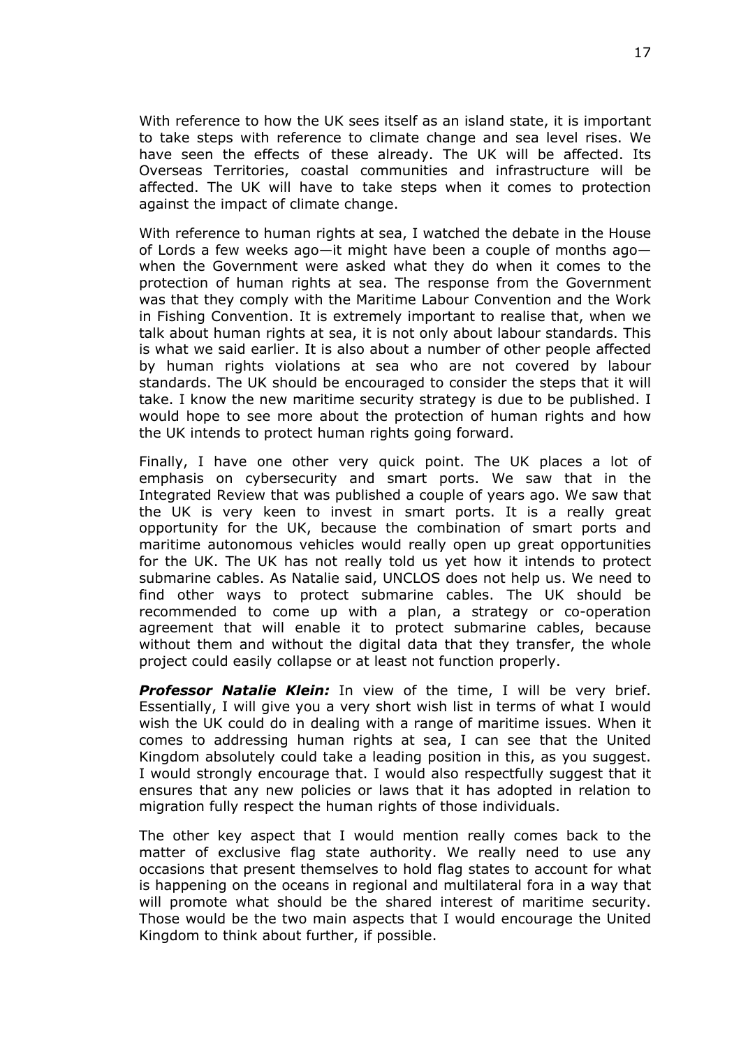With reference to how the UK sees itself as an island state, it is important to take steps with reference to climate change and sea level rises. We have seen the effects of these already. The UK will be affected. Its Overseas Territories, coastal communities and infrastructure will be affected. The UK will have to take steps when it comes to protection against the impact of climate change.

With reference to human rights at sea, I watched the debate in the House of Lords a few weeks ago—it might have been a couple of months ago—when the Government were asked what they do when it comes to the protection of human rights at sea. The response from the Government was that they comply with the Maritime Labour Convention and the Work in Fishing Convention. It is extremely important to realise that, when we talk about human rights at sea, it is not only about labour standards. This is what we said earlier. It is also about a number of other people affected by human rights violations at sea who are not covered by labour standards. The UK should be encouraged to consider the steps that it will take. I know the new maritime security strategy is due to be published. I would hope to see more about the protection of human rights and how the UK intends to protect human rights going forward.

Finally, I have one other very quick point. The UK places a lot of emphasis on cybersecurity and smart ports. We saw that in the Integrated Review that was published a couple of years ago. We saw that the UK is very keen to invest in smart ports. It is a really great opportunity for the UK, because the combination of smart ports and maritime autonomous vehicles would really open up great opportunities for the UK. The UK has not really told us yet how it intends to protect submarine cables. As Natalie said, UNCLOS does not help us. We need to find other ways to protect submarine cables. The UK should be recommended to come up with a plan, a strategy or co-operation agreement that will enable it to protect submarine cables, because without them and without the digital data that they transfer, the whole project could easily collapse or at least not function properly.

***Professor Natalie Klein:*** In view of the time, I will be very brief. Essentially, I will give you a very short wish list in terms of what I would wish the UK could do in dealing with a range of maritime issues. When it comes to addressing human rights at sea, I can see that the United Kingdom absolutely could take a leading position in this, as you suggest. I would strongly encourage that. I would also respectfully suggest that it ensures that any new policies or laws that it has adopted in relation to migration fully respect the human rights of those individuals.

The other key aspect that I would mention really comes back to the matter of exclusive flag state authority. We really need to use any occasions that present themselves to hold flag states to account for what is happening on the oceans in regional and multilateral fora in a way that will promote what should be the shared interest of maritime security. Those would be the two main aspects that I would encourage the United Kingdom to think about further, if possible.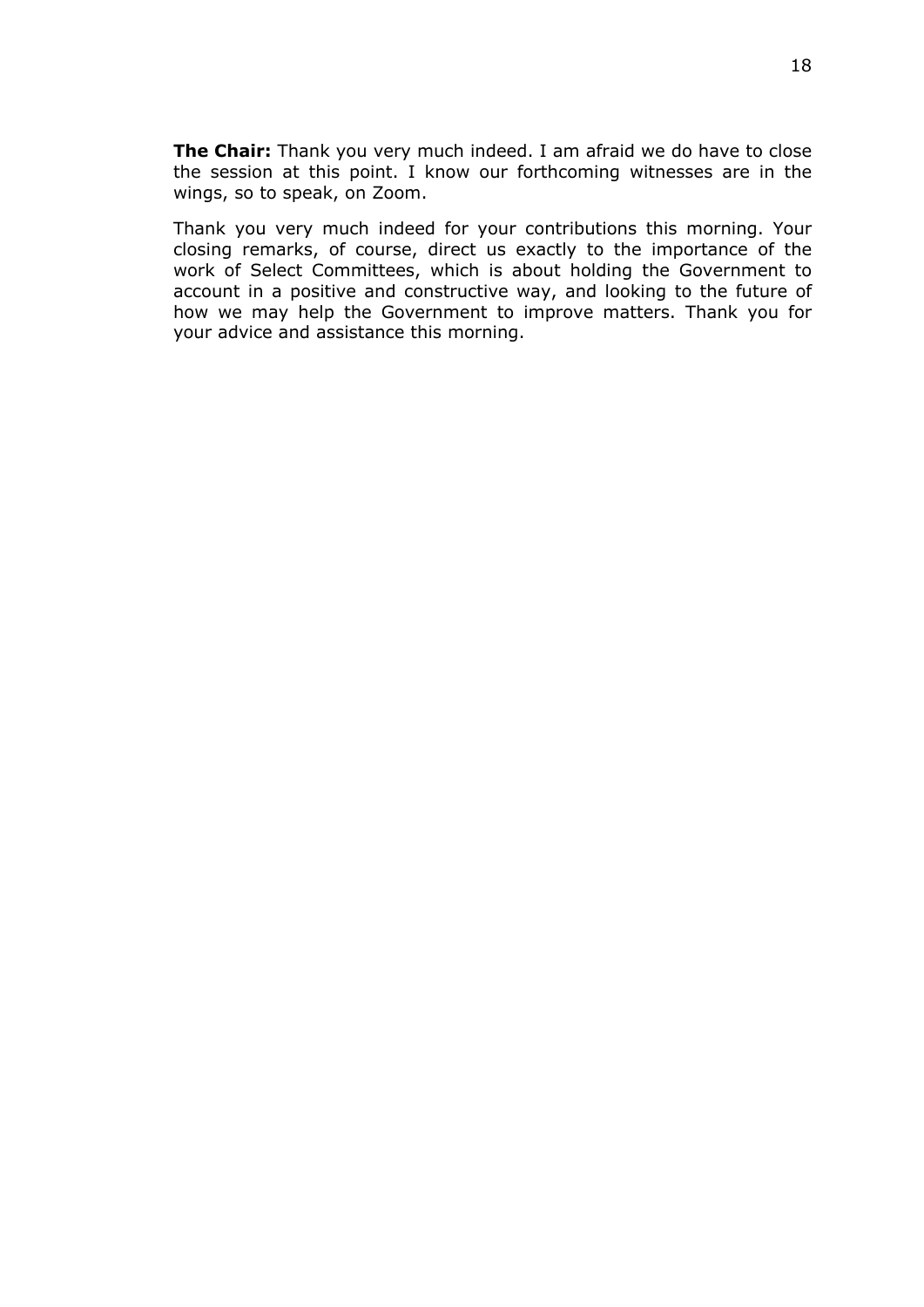**The Chair:** Thank you very much indeed. I am afraid we do have to close the session at this point. I know our forthcoming witnesses are in the wings, so to speak, on Zoom.

Thank you very much indeed for your contributions this morning. Your closing remarks, of course, direct us exactly to the importance of the work of Select Committees, which is about holding the Government to account in a positive and constructive way, and looking to the future of how we may help the Government to improve matters. Thank you for your advice and assistance this morning.